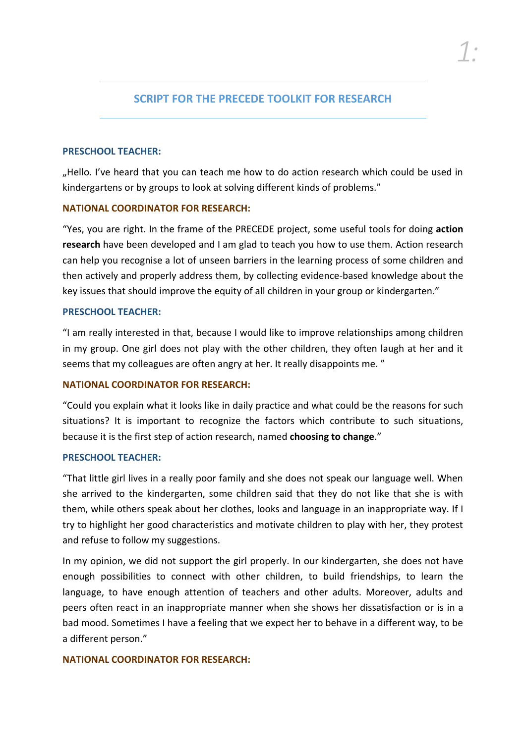## SCRIPT FOR THE PRECEDE TOOLKIT FOR RESEARCH

**PRESCHOOL TEACHER:**

„Hello. I've heard that you can teach me how to do action research which could be used in kindergartens or by groups to look at solving different kinds of problems."

**NATIONAL COORDINATOR FOR RESEARCH:**

"Yes, you are right. In the frame of the PRECEDE project, some useful tools for doing **action research** have been developed and I am glad to teach you how to use them. Action research can help you recognise a lot of unseen barriers in the learning process of some children and then actively and properly address them, by collecting evidence-based knowledge about the key issues that should improve the equity of all children in your group or kindergarten."

**PRESCHOOL TEACHER:**

"I am really interested in that, because I would like to improve relationships among children in my group. One girl does not play with the other children, they often laugh at her and it seems that my colleagues are often angry at her. It really disappoints me. "

**NATIONAL COORDINATOR FOR RESEARCH:**

"Could you explain what it looks like in daily practice and what could be the reasons for such situations? It is important to recognize the factors which contribute to such situations, because it is the first step of action research, named **choosing to change**."

**PRESCHOOL TEACHER:**

"That little girl lives in a really poor family and she does not speak our language well. When she arrived to the kindergarten, some children said that they do not like that she is with them, while others speak about her clothes, looks and language in an inappropriate way. If I try to highlight her good characteristics and motivate children to play with her, they protest and refuse to follow my suggestions.

In my opinion, we did not support the girl properly. In our kindergarten, she does not have enough possibilities to connect with other children, to build friendships, to learn the language, to have enough attention of teachers and other adults. Moreover, adults and peers often react in an inappropriate manner when she shows her dissatisfaction or is in a bad mood. Sometimes I have a feeling that we expect her to behave in a different way, to be a different person."

**NATIONAL COORDINATOR FOR RESEARCH:**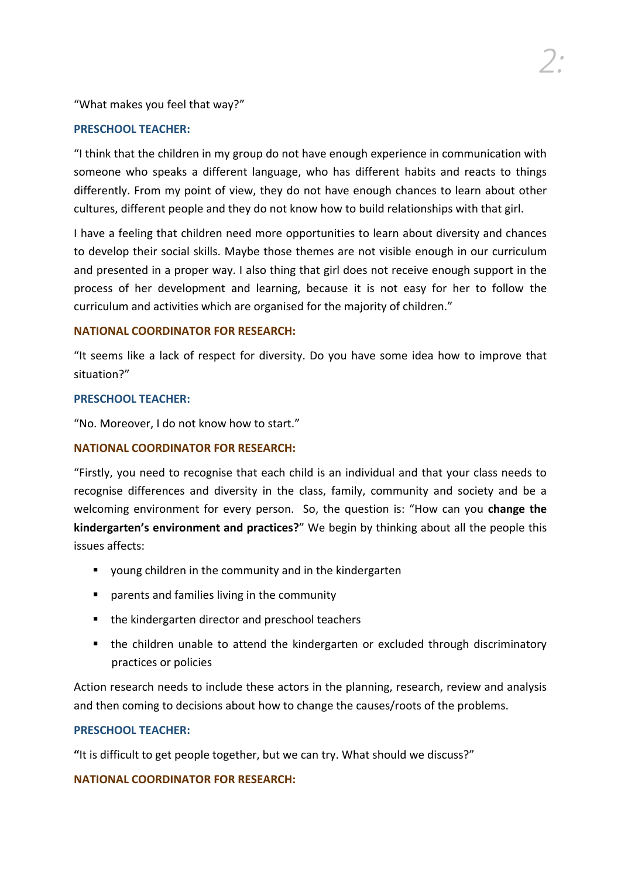"What makes you feel that way?"

**PRESCHOOL TEACHER:**

"I think that the children in my group do not have enough experience in communication with someone who speaks a different language, who has different habits and reacts to things differently. From my point of view, they do not have enough chances to learn about other cultures, different people and they do not know how to build relationships with that girl.

I have a feeling that children need more opportunities to learn about diversity and chances to develop their social skills. Maybe those themes are not visible enough in our curriculum and presented in a proper way. I also thing that girl does not receive enough support in the process of her development and learning, because it is not easy for her to follow the curriculum and activities which are organised for the majority of children."

**NATIONAL COORDINATOR FOR RESEARCH:**

"It seems like a lack of respect for diversity. Do you have some idea how to improve that situation?"

**PRESCHOOL TEACHER:**

"No. Moreover, I do not know how to start."

**NATIONAL COORDINATOR FOR RESEARCH:**

"Firstly, you need to recognise that each child is an individual and that your class needs to recognise differences and diversity in the class, family, community and society and be a welcoming environment for every person. So, the question is: "How can you **change the kindergarten's environment and practices?**" We begin by thinking about all the people this issues affects:

- young children in the community and in the kindergarten
- parents and families living in the community
- the kindergarten director and preschool teachers
- the children unable to attend the kindergarten or excluded through discriminatory practices or policies

Action research needs to include these actors in the planning, research, review and analysis and then coming to decisions about how to change the causes/roots of the problems.

**PRESCHOOL TEACHER:**

**"**It is difficult to get people together, but we can try. What should we discuss?"

**NATIONAL COORDINATOR FOR RESEARCH:**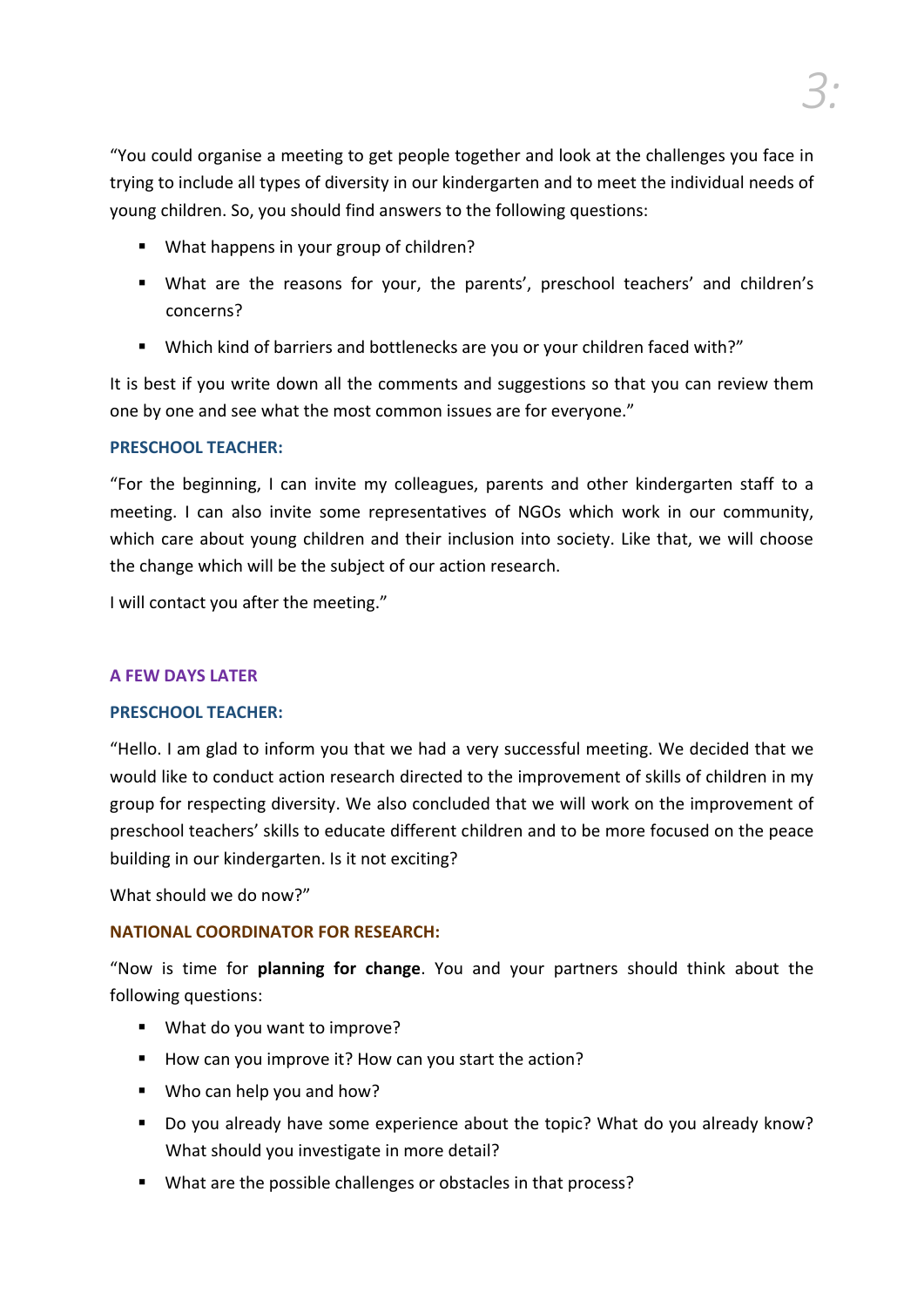"You could organise a meeting to get people together and look at the challenges you face in trying to include all types of diversity in our kindergarten and to meet the individual needs of young children. So, you should find answers to the following questions:

- What happens in your group of children?
- What are the reasons for your, the parents', preschool teachers' and children's concerns?
- Which kind of barriers and bottlenecks are you or your children faced with?"

It is best if you write down all the comments and suggestions so that you can review them one by one and see what the most common issues are for everyone."

**PRESCHOOL TEACHER:**

"For the beginning, I can invite my colleagues, parents and other kindergarten staff to a meeting. I can also invite some representatives of NGOs which work in our community, which care about young children and their inclusion into society. Like that, we will choose the change which will be the subject of our action research.

I will contact you after the meeting."

**A FEW DAYS LATER**

**PRESCHOOL TEACHER:**

"Hello. I am glad to inform you that we had a very successful meeting. We decided that we would like to conduct action research directed to the improvement of skills of children in my group for respecting diversity. We also concluded that we will work on the improvement of preschool teachers' skills to educate different children and to be more focused on the peace building in our kindergarten. Is it not exciting?

What should we do now?"

**NATIONAL COORDINATOR FOR RESEARCH:**

"Now is time for **planning for change**. You and your partners should think about the following questions:

- What do you want to improve?
- How can you improve it? How can you start the action?
- Who can help you and how?
- Do you already have some experience about the topic? What do you already know? What should you investigate in more detail?
- What are the possible challenges or obstacles in that process?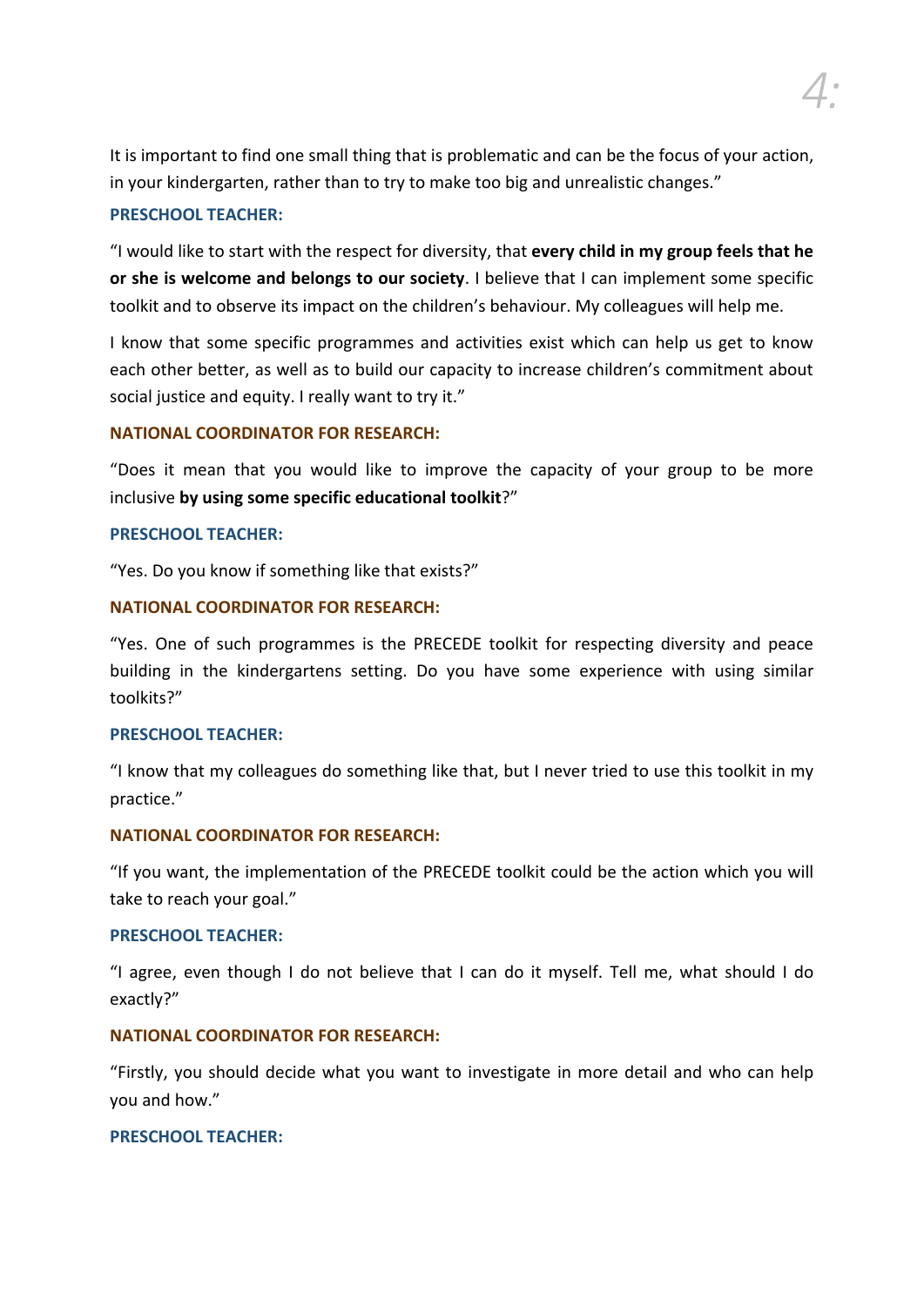It is important to find one small thing that is problematic and can be the focus of your action, in your kindergarten, rather than to try to make too big and unrealistic changes."

**PRESCHOOL TEACHER:**

"I would like to start with the respect for diversity, that **every child in my group feels that he or she is welcome and belongs to our society**. I believe that I can implement some specific toolkit and to observe its impact on the children's behaviour. My colleagues will help me.

I know that some specific programmes and activities exist which can help us get to know each other better, as well as to build our capacity to increase children's commitment about social justice and equity. I really want to try it."

**NATIONAL COORDINATOR FOR RESEARCH:**

"Does it mean that you would like to improve the capacity of your group to be more inclusive **by using some specific educational toolkit**?"

**PRESCHOOL TEACHER:**

"Yes. Do you know if something like that exists?"

**NATIONAL COORDINATOR FOR RESEARCH:**

"Yes. One of such programmes is the PRECEDE toolkit for respecting diversity and peace building in the kindergartens setting. Do you have some experience with using similar toolkits?"

**PRESCHOOL TEACHER:**

"I know that my colleagues do something like that, but I never tried to use this toolkit in my practice."

**NATIONAL COORDINATOR FOR RESEARCH:**

"If you want, the implementation of the PRECEDE toolkit could be the action which you will take to reach your goal."

**PRESCHOOL TEACHER:**

"I agree, even though I do not believe that I can do it myself. Tell me, what should I do exactly?"

**NATIONAL COORDINATOR FOR RESEARCH:**

"Firstly, you should decide what you want to investigate in more detail and who can help you and how."

**PRESCHOOL TEACHER:**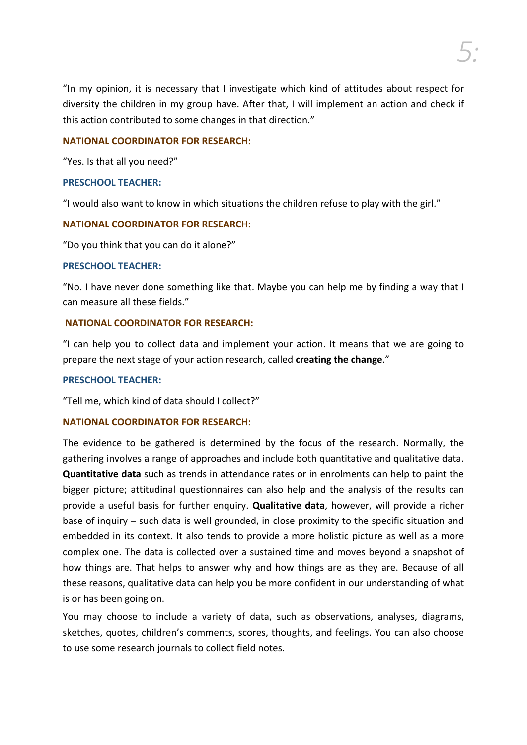"In my opinion, it is necessary that I investigate which kind of attitudes about respect for diversity the children in my group have. After that, I will implement an action and check if this action contributed to some changes in that direction."

**NATIONAL COORDINATOR FOR RESEARCH:**

"Yes. Is that all you need?"

**PRESCHOOL TEACHER:**

"I would also want to know in which situations the children refuse to play with the girl."

**NATIONAL COORDINATOR FOR RESEARCH:**

"Do you think that you can do it alone?"

**PRESCHOOL TEACHER:**

"No. I have never done something like that. Maybe you can help me by finding a way that I can measure all these fields."

**NATIONAL COORDINATOR FOR RESEARCH:**

"I can help you to collect data and implement your action. It means that we are going to prepare the next stage of your action research, called **creating the change**."

**PRESCHOOL TEACHER:**

"Tell me, which kind of data should I collect?"

**NATIONAL COORDINATOR FOR RESEARCH:**

The evidence to be gathered is determined by the focus of the research. Normally, the gathering involves a range of approaches and include both quantitative and qualitative data. **Quantitative data** such as trends in attendance rates or in enrolments can help to paint the bigger picture; attitudinal questionnaires can also help and the analysis of the results can provide a useful basis for further enquiry. **Qualitative data**, however, will provide a richer base of inquiry – such data is well grounded, in close proximity to the specific situation and embedded in its context. It also tends to provide a more holistic picture as well as a more complex one. The data is collected over a sustained time and moves beyond a snapshot of how things are. That helps to answer why and how things are as they are. Because of all these reasons, qualitative data can help you be more confident in our understanding of what is or has been going on.

You may choose to include a variety of data, such as observations, analyses, diagrams, sketches, quotes, children's comments, scores, thoughts, and feelings. You can also choose to use some research journals to collect field notes.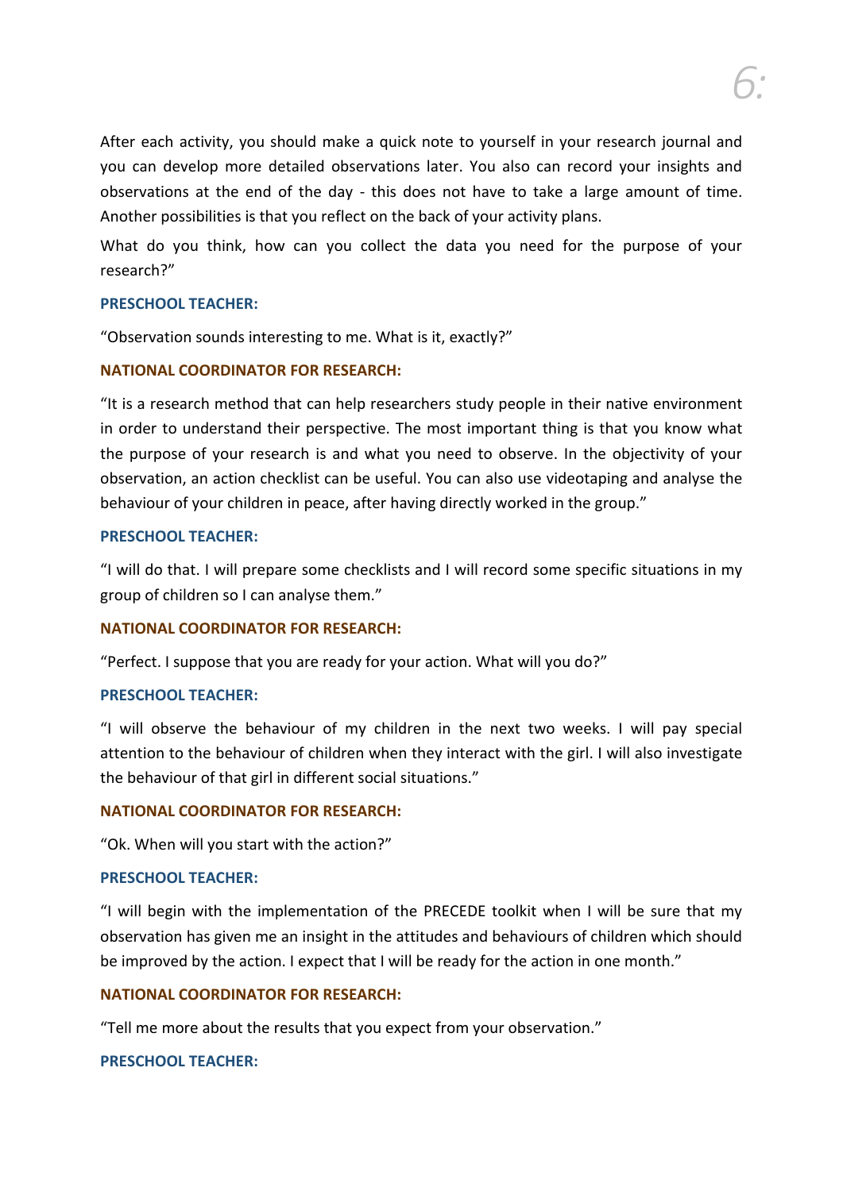After each activity, you should make a quick note to yourself in your research journal and you can develop more detailed observations later. You also can record your insights and observations at the end of the day - this does not have to take a large amount of time. Another possibilities is that you reflect on the back of your activity plans.

What do you think, how can you collect the data you need for the purpose of your research?"

**PRESCHOOL TEACHER:**

"Observation sounds interesting to me. What is it, exactly?"

**NATIONAL COORDINATOR FOR RESEARCH:**

"It is a research method that can help researchers study people in their native environment in order to understand their perspective. The most important thing is that you know what the purpose of your research is and what you need to observe. In the objectivity of your observation, an action checklist can be useful. You can also use videotaping and analyse the behaviour of your children in peace, after having directly worked in the group."

**PRESCHOOL TEACHER:**

"I will do that. I will prepare some checklists and I will record some specific situations in my group of children so I can analyse them."

**NATIONAL COORDINATOR FOR RESEARCH:**

"Perfect. I suppose that you are ready for your action. What will you do?"

**PRESCHOOL TEACHER:**

"I will observe the behaviour of my children in the next two weeks. I will pay special attention to the behaviour of children when they interact with the girl. I will also investigate the behaviour of that girl in different social situations."

**NATIONAL COORDINATOR FOR RESEARCH:**

"Ok. When will you start with the action?"

**PRESCHOOL TEACHER:**

"I will begin with the implementation of the PRECEDE toolkit when I will be sure that my observation has given me an insight in the attitudes and behaviours of children which should be improved by the action. I expect that I will be ready for the action in one month."

**NATIONAL COORDINATOR FOR RESEARCH:**

"Tell me more about the results that you expect from your observation."

**PRESCHOOL TEACHER:**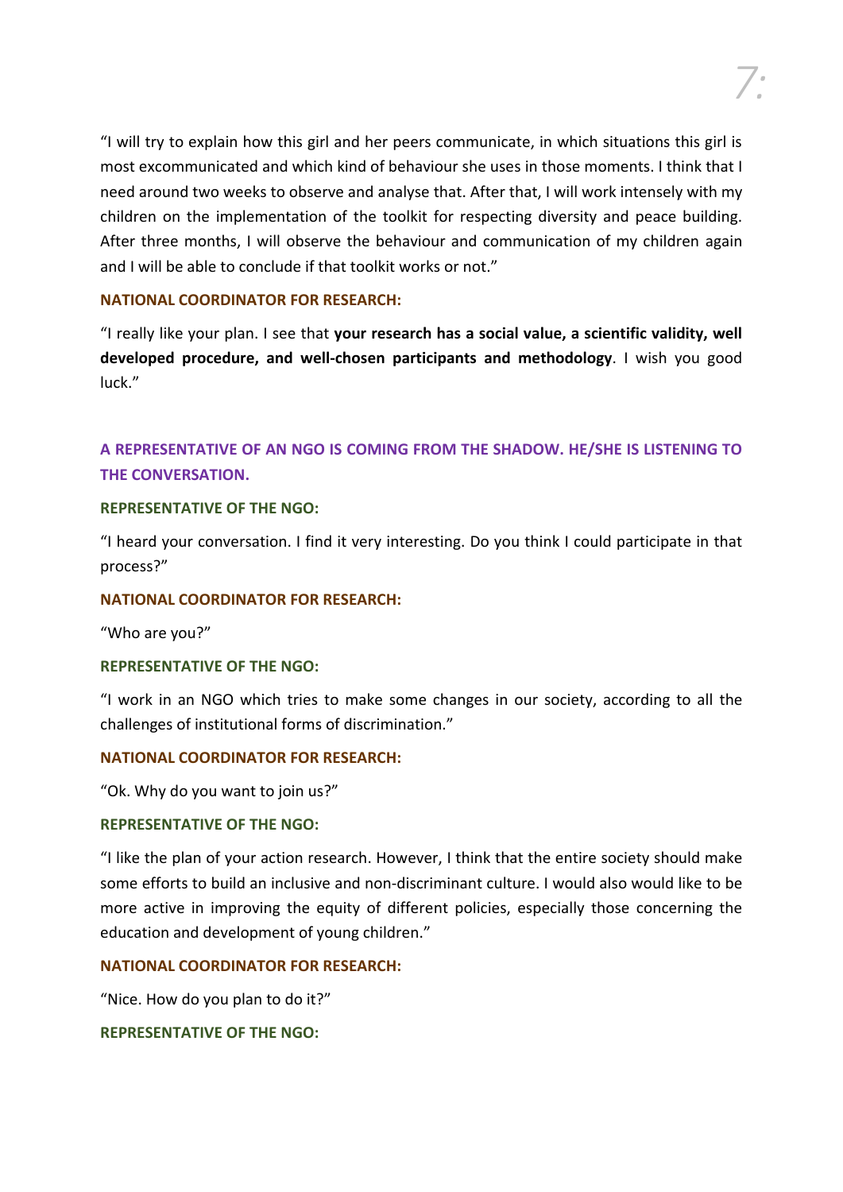"I will try to explain how this girl and her peers communicate, in which situations this girl is most excommunicated and which kind of behaviour she uses in those moments. I think that I need around two weeks to observe and analyse that. After that, I will work intensely with my children on the implementation of the toolkit for respecting diversity and peace building. After three months, I will observe the behaviour and communication of my children again and I will be able to conclude if that toolkit works or not."

**NATIONAL COORDINATOR FOR RESEARCH:**

"I really like your plan. I see that **your research has a social value, a scientific validity, well developed procedure, and well-chosen participants and methodology**. I wish you good luck."

**A REPRESENTATIVE OF AN NGO IS COMING FROM THE SHADOW. HE/SHE IS LISTENING TO THE CONVERSATION.**

**REPRESENTATIVE OF THE NGO:**

"I heard your conversation. I find it very interesting. Do you think I could participate in that process?"

**NATIONAL COORDINATOR FOR RESEARCH:**

"Who are you?"

**REPRESENTATIVE OF THE NGO:**

"I work in an NGO which tries to make some changes in our society, according to all the challenges of institutional forms of discrimination."

**NATIONAL COORDINATOR FOR RESEARCH:**

"Ok. Why do you want to join us?"

**REPRESENTATIVE OF THE NGO:**

"I like the plan of your action research. However, I think that the entire society should make some efforts to build an inclusive and non-discriminant culture. I would also would like to be more active in improving the equity of different policies, especially those concerning the education and development of young children."

**NATIONAL COORDINATOR FOR RESEARCH:**

"Nice. How do you plan to do it?"

**REPRESENTATIVE OF THE NGO:**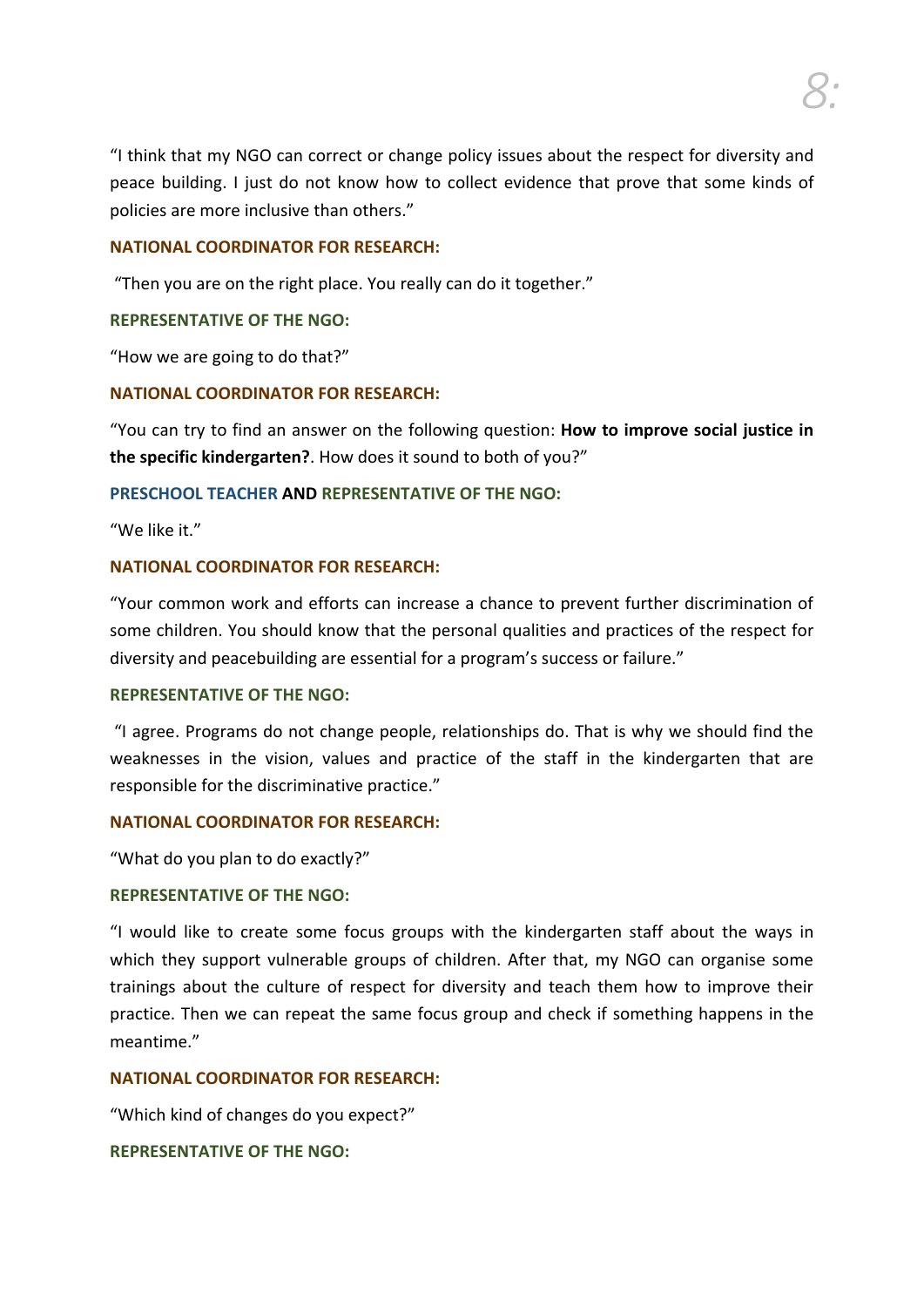"I think that my NGO can correct or change policy issues about the respect for diversity and peace building. I just do not know how to collect evidence that prove that some kinds of policies are more inclusive than others."

**NATIONAL COORDINATOR FOR RESEARCH:**

"Then you are on the right place. You really can do it together."

**REPRESENTATIVE OF THE NGO:**

"How we are going to do that?"

**NATIONAL COORDINATOR FOR RESEARCH:**

"You can try to find an answer on the following question: **How to improve social justice in the specific kindergarten?**. How does it sound to both of you?"

**PRESCHOOL TEACHER AND REPRESENTATIVE OF THE NGO:**

"We like it."

**NATIONAL COORDINATOR FOR RESEARCH:**

"Your common work and efforts can increase a chance to prevent further discrimination of some children. You should know that the personal qualities and practices of the respect for diversity and peacebuilding are essential for a program's success or failure."

**REPRESENTATIVE OF THE NGO:**

"I agree. Programs do not change people, relationships do. That is why we should find the weaknesses in the vision, values and practice of the staff in the kindergarten that are responsible for the discriminative practice."

**NATIONAL COORDINATOR FOR RESEARCH:**

"What do you plan to do exactly?"

**REPRESENTATIVE OF THE NGO:**

"I would like to create some focus groups with the kindergarten staff about the ways in which they support vulnerable groups of children. After that, my NGO can organise some trainings about the culture of respect for diversity and teach them how to improve their practice. Then we can repeat the same focus group and check if something happens in the meantime."

**NATIONAL COORDINATOR FOR RESEARCH:**

"Which kind of changes do you expect?"

**REPRESENTATIVE OF THE NGO:**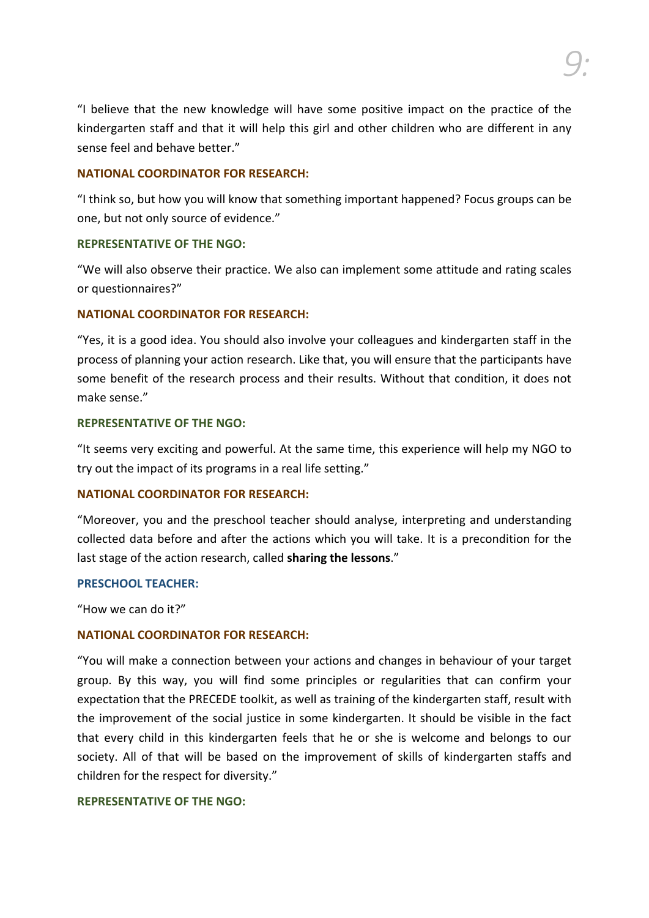"I believe that the new knowledge will have some positive impact on the practice of the kindergarten staff and that it will help this girl and other children who are different in any sense feel and behave better."

**NATIONAL COORDINATOR FOR RESEARCH:**

"I think so, but how you will know that something important happened? Focus groups can be one, but not only source of evidence."

**REPRESENTATIVE OF THE NGO:**

"We will also observe their practice. We also can implement some attitude and rating scales or questionnaires?"

**NATIONAL COORDINATOR FOR RESEARCH:**

"Yes, it is a good idea. You should also involve your colleagues and kindergarten staff in the process of planning your action research. Like that, you will ensure that the participants have some benefit of the research process and their results. Without that condition, it does not make sense."

**REPRESENTATIVE OF THE NGO:**

"It seems very exciting and powerful. At the same time, this experience will help my NGO to try out the impact of its programs in a real life setting."

**NATIONAL COORDINATOR FOR RESEARCH:**

"Moreover, you and the preschool teacher should analyse, interpreting and understanding collected data before and after the actions which you will take. It is a precondition for the last stage of the action research, called **sharing the lessons**."

**PRESCHOOL TEACHER:**

"How we can do it?"

**NATIONAL COORDINATOR FOR RESEARCH:**

"You will make a connection between your actions and changes in behaviour of your target group. By this way, you will find some principles or regularities that can confirm your expectation that the PRECEDE toolkit, as well as training of the kindergarten staff, result with the improvement of the social justice in some kindergarten. It should be visible in the fact that every child in this kindergarten feels that he or she is welcome and belongs to our society. All of that will be based on the improvement of skills of kindergarten staffs and children for the respect for diversity."

**REPRESENTATIVE OF THE NGO:**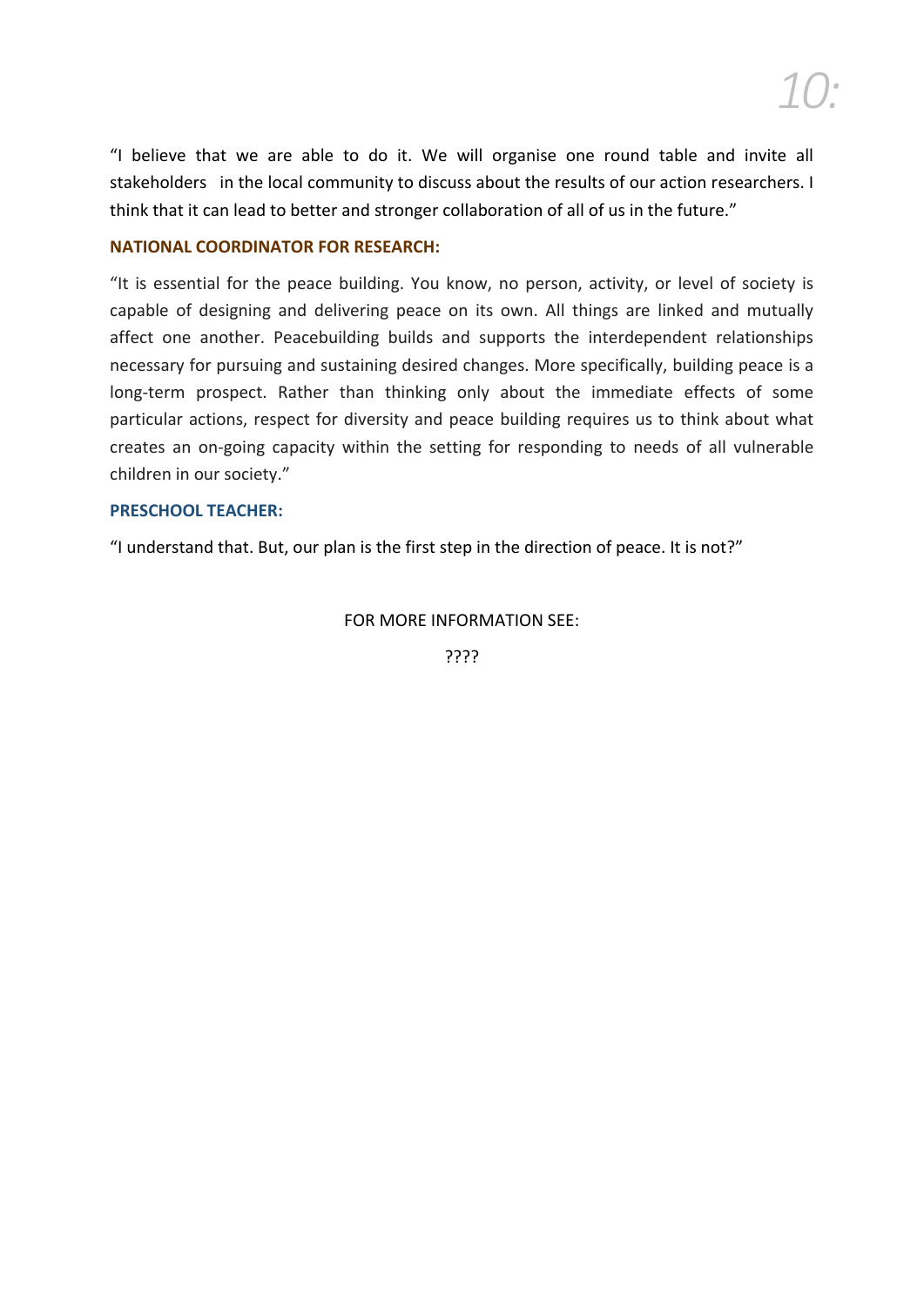"I believe that we are able to do it. We will organise one round table and invite all stakeholders in the local community to discuss about the results of our action researchers. I think that it can lead to better and stronger collaboration of all of us in the future."

**NATIONAL COORDINATOR FOR RESEARCH:**

"It is essential for the peace building. You know, no person, activity, or level of society is capable of designing and delivering peace on its own. All things are linked and mutually affect one another. Peacebuilding builds and supports the interdependent relationships necessary for pursuing and sustaining desired changes. More specifically, building peace is a long-term prospect. Rather than thinking only about the immediate effects of some particular actions, respect for diversity and peace building requires us to think about what creates an on-going capacity within the setting for responding to needs of all vulnerable children in our society."

**PRESCHOOL TEACHER:**

"I understand that. But, our plan is the first step in the direction of peace. It is not?"

FOR MORE INFORMATION SEE:

????